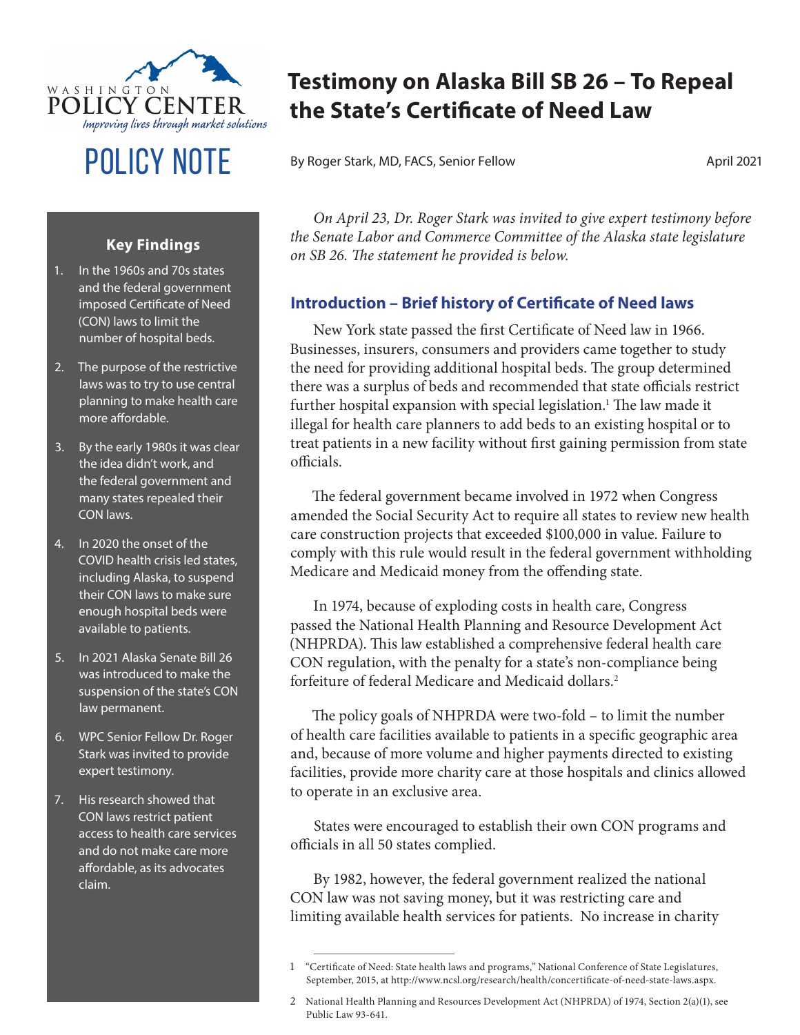WASHINGTON POLICY CENTER
*Improving lives through market solutions*

POLICY NOTE

# Testimony on Alaska Bill SB 26 – To Repeal the State's Certificate of Need Law

By Roger Stark, MD, FACS, Senior Fellow

April 2021

### Key Findings

1. In the 1960s and 70s states and the federal government imposed Certificate of Need (CON) laws to limit the number of hospital beds.
2. The purpose of the restrictive laws was to try to use central planning to make health care more affordable.
3. By the early 1980s it was clear the idea didn't work, and the federal government and many states repealed their CON laws.
4. In 2020 the onset of the COVID health crisis led states, including Alaska, to suspend their CON laws to make sure enough hospital beds were available to patients.
5. In 2021 Alaska Senate Bill 26 was introduced to make the suspension of the state's CON law permanent.
6. WPC Senior Fellow Dr. Roger Stark was invited to provide expert testimony.
7. His research showed that CON laws restrict patient access to health care services and do not make care more affordable, as its advocates claim.

*On April 23, Dr. Roger Stark was invited to give expert testimony before the Senate Labor and Commerce Committee of the Alaska state legislature on SB 26. The statement he provided is below.*

## Introduction – Brief history of Certificate of Need laws

New York state passed the first Certificate of Need law in 1966. Businesses, insurers, consumers and providers came together to study the need for providing additional hospital beds. The group determined there was a surplus of beds and recommended that state officials restrict further hospital expansion with special legislation.[1] The law made it illegal for health care planners to add beds to an existing hospital or to treat patients in a new facility without first gaining permission from state officials.

The federal government became involved in 1972 when Congress amended the Social Security Act to require all states to review new health care construction projects that exceeded $100,000 in value. Failure to comply with this rule would result in the federal government withholding Medicare and Medicaid money from the offending state.

In 1974, because of exploding costs in health care, Congress passed the National Health Planning and Resource Development Act (NHPRDA). This law established a comprehensive federal health care CON regulation, with the penalty for a state's non-compliance being forfeiture of federal Medicare and Medicaid dollars.[2]

The policy goals of NHPRDA were two-fold – to limit the number of health care facilities available to patients in a specific geographic area and, because of more volume and higher payments directed to existing facilities, provide more charity care at those hospitals and clinics allowed to operate in an exclusive area.

States were encouraged to establish their own CON programs and officials in all 50 states complied.

By 1982, however, the federal government realized the national CON law was not saving money, but it was restricting care and limiting available health services for patients. No increase in charity

---

1 "Certificate of Need: State health laws and programs," National Conference of State Legislatures, September, 2015, at http://www.ncsl.org/research/health/concertificate-of-need-state-laws.aspx.

2 National Health Planning and Resources Development Act (NHPRDA) of 1974, Section 2(a)(1), see Public Law 93-641.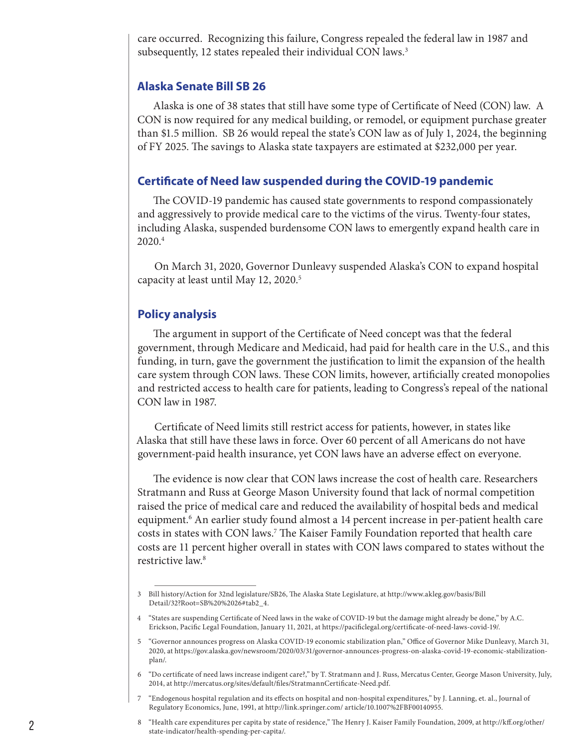care occurred. Recognizing this failure, Congress repealed the federal law in 1987 and subsequently, 12 states repealed their individual CON laws.[3]

## Alaska Senate Bill SB 26

Alaska is one of 38 states that still have some type of Certificate of Need (CON) law. A CON is now required for any medical building, or remodel, or equipment purchase greater than $1.5 million. SB 26 would repeal the state's CON law as of July 1, 2024, the beginning of FY 2025. The savings to Alaska state taxpayers are estimated at $232,000 per year.

## Certificate of Need law suspended during the COVID-19 pandemic

The COVID-19 pandemic has caused state governments to respond compassionately and aggressively to provide medical care to the victims of the virus. Twenty-four states, including Alaska, suspended burdensome CON laws to emergently expand health care in 2020.[4]

On March 31, 2020, Governor Dunleavy suspended Alaska's CON to expand hospital capacity at least until May 12, 2020.[5]

## Policy analysis

The argument in support of the Certificate of Need concept was that the federal government, through Medicare and Medicaid, had paid for health care in the U.S., and this funding, in turn, gave the government the justification to limit the expansion of the health care system through CON laws. These CON limits, however, artificially created monopolies and restricted access to health care for patients, leading to Congress's repeal of the national CON law in 1987.

Certificate of Need limits still restrict access for patients, however, in states like Alaska that still have these laws in force. Over 60 percent of all Americans do not have government-paid health insurance, yet CON laws have an adverse effect on everyone.

The evidence is now clear that CON laws increase the cost of health care. Researchers Stratmann and Russ at George Mason University found that lack of normal competition raised the price of medical care and reduced the availability of hospital beds and medical equipment.[6] An earlier study found almost a 14 percent increase in per-patient health care costs in states with CON laws.[7] The Kaiser Family Foundation reported that health care costs are 11 percent higher overall in states with CON laws compared to states without the restrictive law.[8]

---

3 Bill history/Action for 32nd legislature/SB26, The Alaska State Legislature, at http://www.akleg.gov/basis/Bill Detail/32?Root=SB%20%2026#tab2_4.

4 "States are suspending Certificate of Need laws in the wake of COVID-19 but the damage might already be done," by A.C. Erickson, Pacific Legal Foundation, January 11, 2021, at https://pacificlegal.org/certificate-of-need-laws-covid-19/.

5 "Governor announces progress on Alaska COVID-19 economic stabilization plan," Office of Governor Mike Dunleavy, March 31, 2020, at https://gov.alaska.gov/newsroom/2020/03/31/governor-announces-progress-on-alaska-covid-19-economic-stabilization-plan/.

6 "Do certificate of need laws increase indigent care?," by T. Stratmann and J. Russ, Mercatus Center, George Mason University, July, 2014, at http://mercatus.org/sites/default/files/StratmannCertificate-Need.pdf.

7 "Endogenous hospital regulation and its effects on hospital and non-hospital expenditures," by J. Lanning, et. al., Journal of Regulatory Economics, June, 1991, at http://link.springer.com/ article/10.1007%2FBF00140955.

8 "Health care expenditures per capita by state of residence," The Henry J. Kaiser Family Foundation, 2009, at http://kff.org/other/state-indicator/health-spending-per-capita/.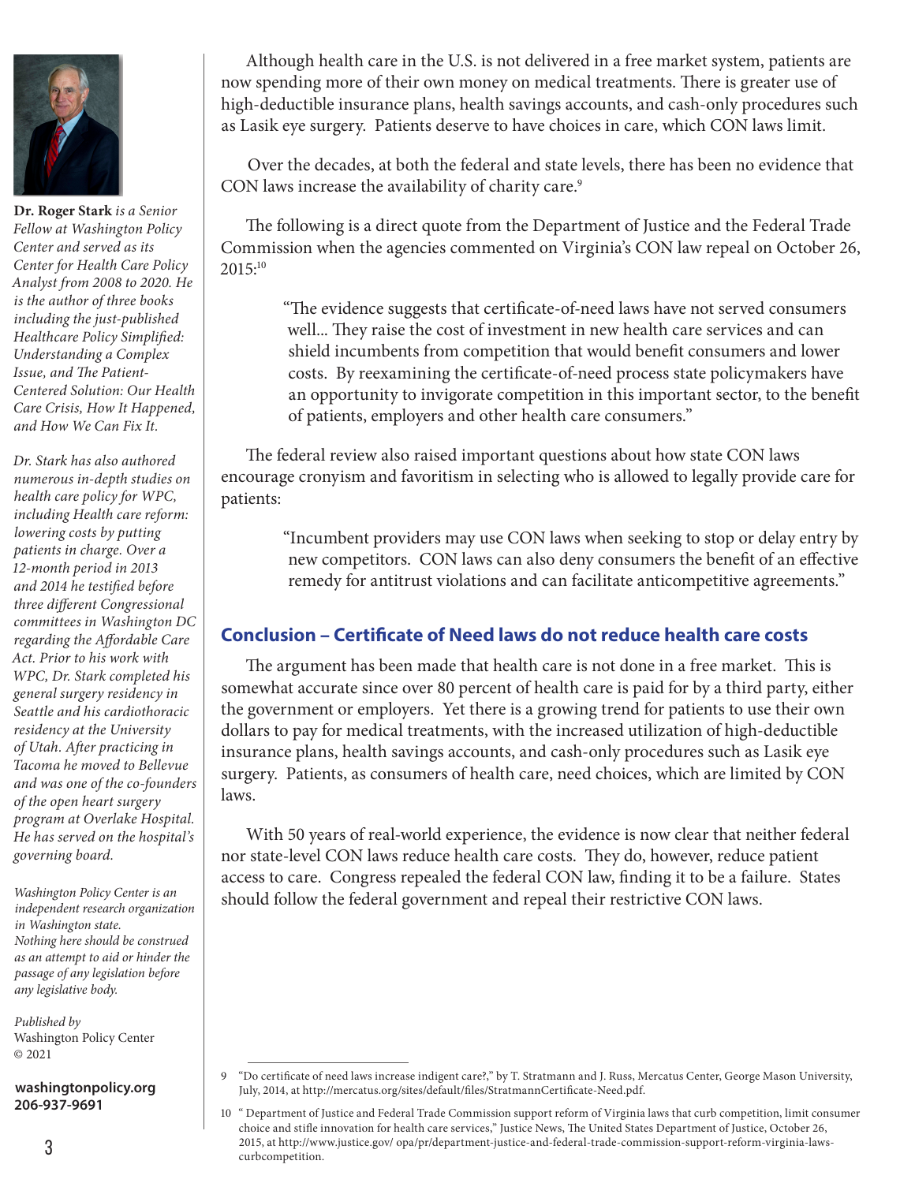Although health care in the U.S. is not delivered in a free market system, patients are now spending more of their own money on medical treatments. There is greater use of high-deductible insurance plans, health savings accounts, and cash-only procedures such as Lasik eye surgery. Patients deserve to have choices in care, which CON laws limit.

Over the decades, at both the federal and state levels, there has been no evidence that CON laws increase the availability of charity care.[9]

The following is a direct quote from the Department of Justice and the Federal Trade Commission when the agencies commented on Virginia's CON law repeal on October 26, 2015:[10]

> "The evidence suggests that certificate-of-need laws have not served consumers well... They raise the cost of investment in new health care services and can shield incumbents from competition that would benefit consumers and lower costs. By reexamining the certificate-of-need process state policymakers have an opportunity to invigorate competition in this important sector, to the benefit of patients, employers and other health care consumers."

The federal review also raised important questions about how state CON laws encourage cronyism and favoritism in selecting who is allowed to legally provide care for patients:

> "Incumbent providers may use CON laws when seeking to stop or delay entry by new competitors. CON laws can also deny consumers the benefit of an effective remedy for antitrust violations and can facilitate anticompetitive agreements."

## Conclusion – Certificate of Need laws do not reduce health care costs

The argument has been made that health care is not done in a free market. This is somewhat accurate since over 80 percent of health care is paid for by a third party, either the government or employers. Yet there is a growing trend for patients to use their own dollars to pay for medical treatments, with the increased utilization of high-deductible insurance plans, health savings accounts, and cash-only procedures such as Lasik eye surgery. Patients, as consumers of health care, need choices, which are limited by CON laws.

With 50 years of real-world experience, the evidence is now clear that neither federal nor state-level CON laws reduce health care costs. They do, however, reduce patient access to care. Congress repealed the federal CON law, finding it to be a failure. States should follow the federal government and repeal their restrictive CON laws.

**Dr. Roger Stark** *is a Senior Fellow at Washington Policy Center and served as its Center for Health Care Policy Analyst from 2008 to 2020. He is the author of three books including the just-published Healthcare Policy Simplified: Understanding a Complex Issue, and The Patient-Centered Solution: Our Health Care Crisis, How It Happened, and How We Can Fix It.*

*Dr. Stark has also authored numerous in-depth studies on health care policy for WPC, including Health care reform: lowering costs by putting patients in charge. Over a 12-month period in 2013 and 2014 he testified before three different Congressional committees in Washington DC regarding the Affordable Care Act. Prior to his work with WPC, Dr. Stark completed his general surgery residency in Seattle and his cardiothoracic residency at the University of Utah. After practicing in Tacoma he moved to Bellevue and was one of the co-founders of the open heart surgery program at Overlake Hospital. He has served on the hospital's governing board.*

*Washington Policy Center is an independent research organization in Washington state. Nothing here should be construed as an attempt to aid or hinder the passage of any legislation before any legislative body.*

*Published by*
Washington Policy Center
© 2021

**washingtonpolicy.org**
**206-937-9691**

---

9 "Do certificate of need laws increase indigent care?," by T. Stratmann and J. Russ, Mercatus Center, George Mason University, July, 2014, at http://mercatus.org/sites/default/files/StratmannCertificate-Need.pdf.

10 " Department of Justice and Federal Trade Commission support reform of Virginia laws that curb competition, limit consumer choice and stifle innovation for health care services," Justice News, The United States Department of Justice, October 26, 2015, at http://www.justice.gov/ opa/pr/department-justice-and-federal-trade-commission-support-reform-virginia-laws-curbcompetition.